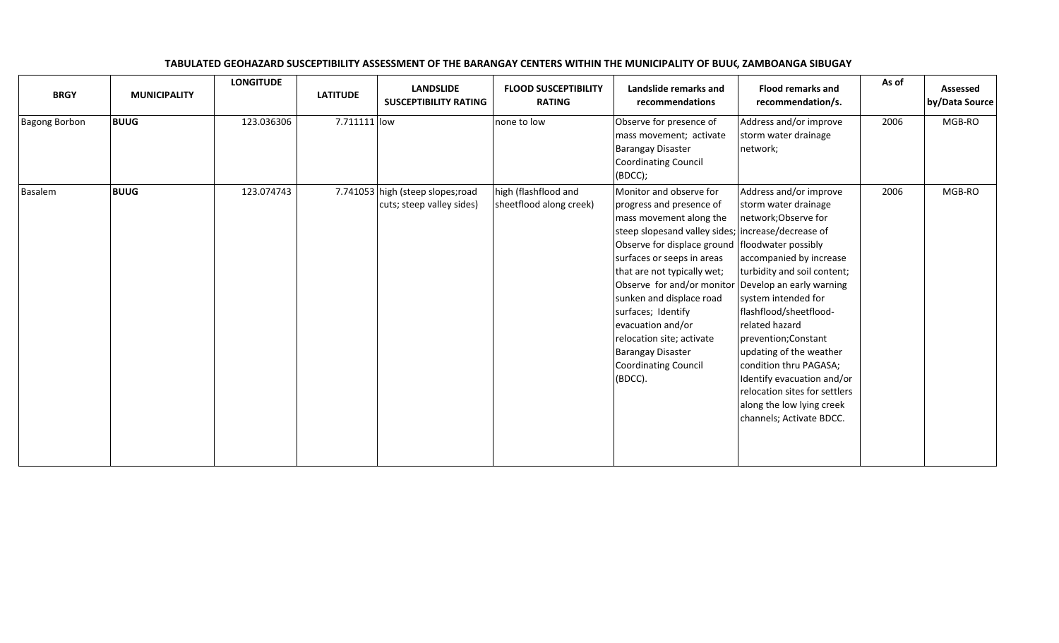**TABULATED GEOHAZARD SUSCEPTIBILITY ASSESSMENT OF THE BARANGAY CENTERS WITHIN THE MUNICIPALITY OF BUUG, ZAMBOANGA SIBUGAY**

| BRGY | MUNICIPALITY | LONGITUDE | LATITUDE | LANDSLIDE SUSCEPTIBILITY RATING | FLOOD SUSCEPTIBILITY RATING | Landslide remarks and recommendations | Flood remarks and recommendation/s. | As of | Assessed by/Data Source |
|---|---|---|---|---|---|---|---|---|---|
| Bagong Borbon | **BUUG** | 123.036306 | 7.711111 | low | none to low | Observe for presence of mass movement; activate Barangay Disaster Coordinating Council (BDCC); | Address and/or improve storm water drainage network; | 2006 | MGB-RO |
| Basalem | **BUUG** | 123.074743 | 7.741053 | high (steep slopes;road cuts; steep valley sides) | high (flashflood and sheetflood along creek) | Monitor and observe for progress and presence of mass movement along the steep slopesand valley sides; Observe for displace ground surfaces or seeps in areas that are not typically wet; Observe for and/or monitor sunken and displace road surfaces; Identify evacuation and/or relocation site; activate Barangay Disaster Coordinating Council (BDCC). | Address and/or improve storm water drainage network;Observe for increase/decrease of floodwater possibly accompanied by increase turbidity and soil content; Develop an early warning system intended for flashflood/sheetflood-related hazard prevention;Constant updating of the weather condition thru PAGASA; Identify evacuation and/or relocation sites for settlers along the low lying creek channels; Activate BDCC. | 2006 | MGB-RO |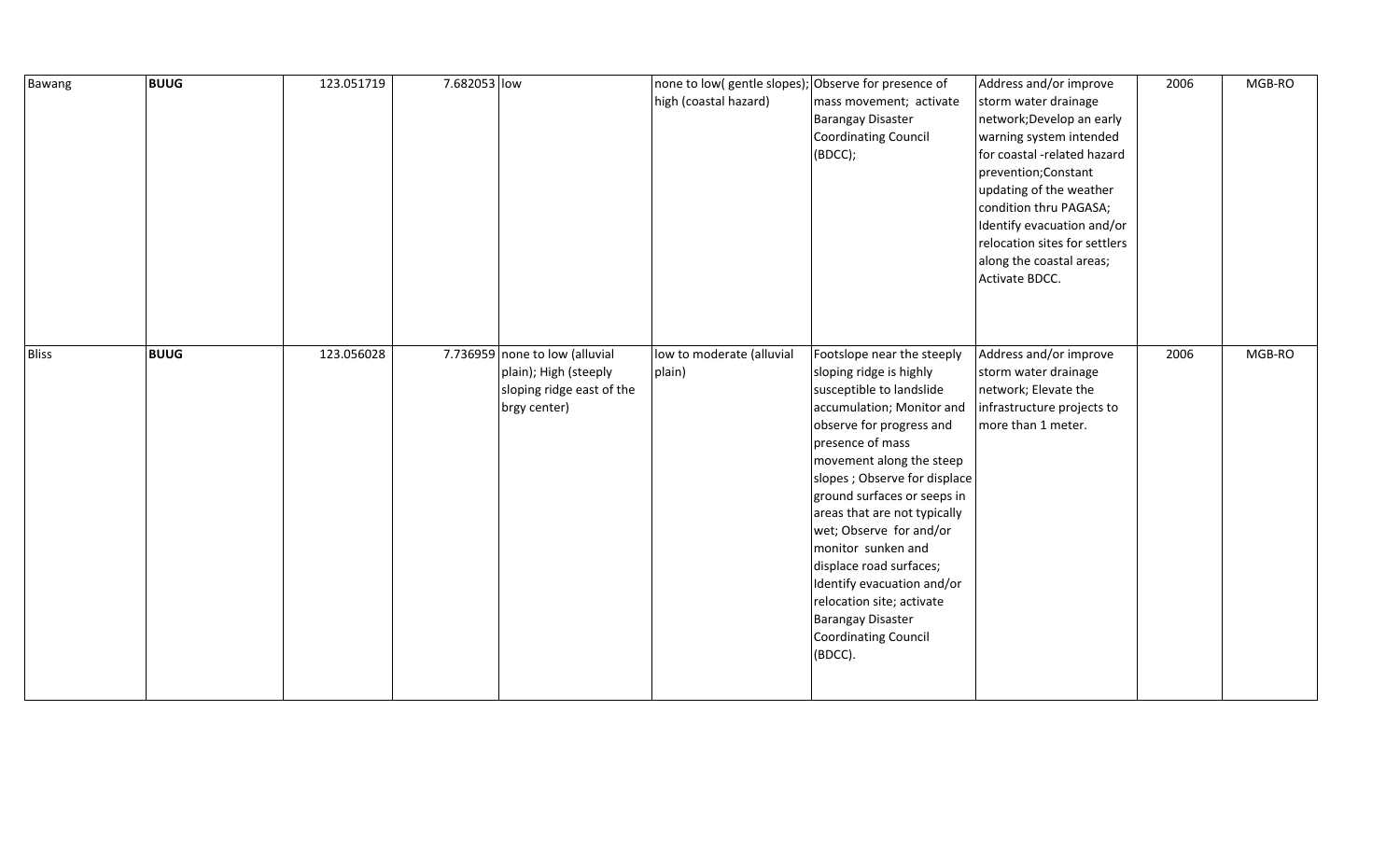| | | | | | | | | | |
|---|---|---|---|---|---|---|---|---|---|
| Bawang | **BUUG** | 123.051719 | 7.682053 | low | none to low( gentle slopes); high (coastal hazard) | Observe for presence of mass movement; activate Barangay Disaster Coordinating Council (BDCC); | Address and/or improve storm water drainage network;Develop an early warning system intended for coastal -related hazard prevention;Constant updating of the weather condition thru PAGASA; Identify evacuation and/or relocation sites for settlers along the coastal areas; Activate BDCC. | 2006 | MGB-RO |
| Bliss | **BUUG** | 123.056028 | 7.736959 | none to low (alluvial plain); High (steeply sloping ridge east of the brgy center) | low to moderate (alluvial plain) | Footslope near the steeply sloping ridge is highly susceptible to landslide accumulation; Monitor and observe for progress and presence of mass movement along the steep slopes ; Observe for displace ground surfaces or seeps in areas that are not typically wet; Observe for and/or monitor sunken and displace road surfaces; Identify evacuation and/or relocation site; activate Barangay Disaster Coordinating Council (BDCC). | Address and/or improve storm water drainage network; Elevate the infrastructure projects to more than 1 meter. | 2006 | MGB-RO |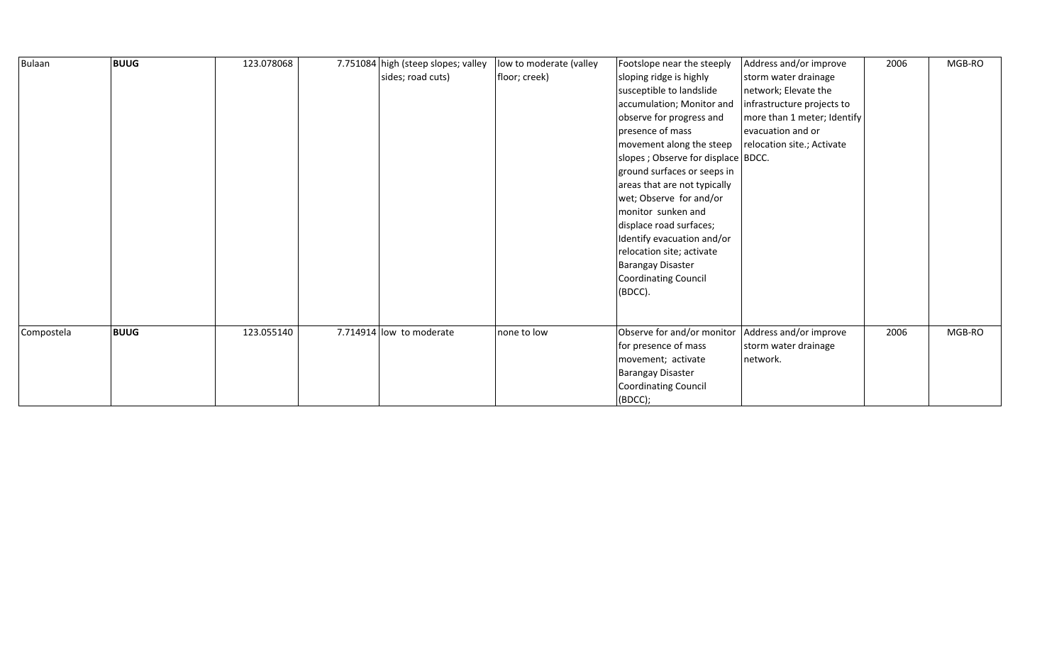| Bulaan | **BUUG** | 123.078068 | 7.751084 | high (steep slopes; valley sides; road cuts) | low to moderate (valley floor; creek) | Footslope near the steeply sloping ridge is highly susceptible to landslide accumulation; Monitor and observe for progress and presence of mass movement along the steep slopes ; Observe for displace ground surfaces or seeps in areas that are not typically wet; Observe for and/or monitor sunken and displace road surfaces; Identify evacuation and/or relocation site; activate Barangay Disaster Coordinating Council (BDCC). | Address and/or improve storm water drainage network; Elevate the infrastructure projects to more than 1 meter; Identify evacuation and or relocation site.; Activate BDCC. | 2006 | MGB-RO |
|---|---|---|---|---|---|---|---|---|---|
| Compostela | **BUUG** | 123.055140 | 7.714914 | low to moderate | none to low | Observe for and/or monitor for presence of mass movement; activate Barangay Disaster Coordinating Council (BDCC); | Address and/or improve storm water drainage network. | 2006 | MGB-RO |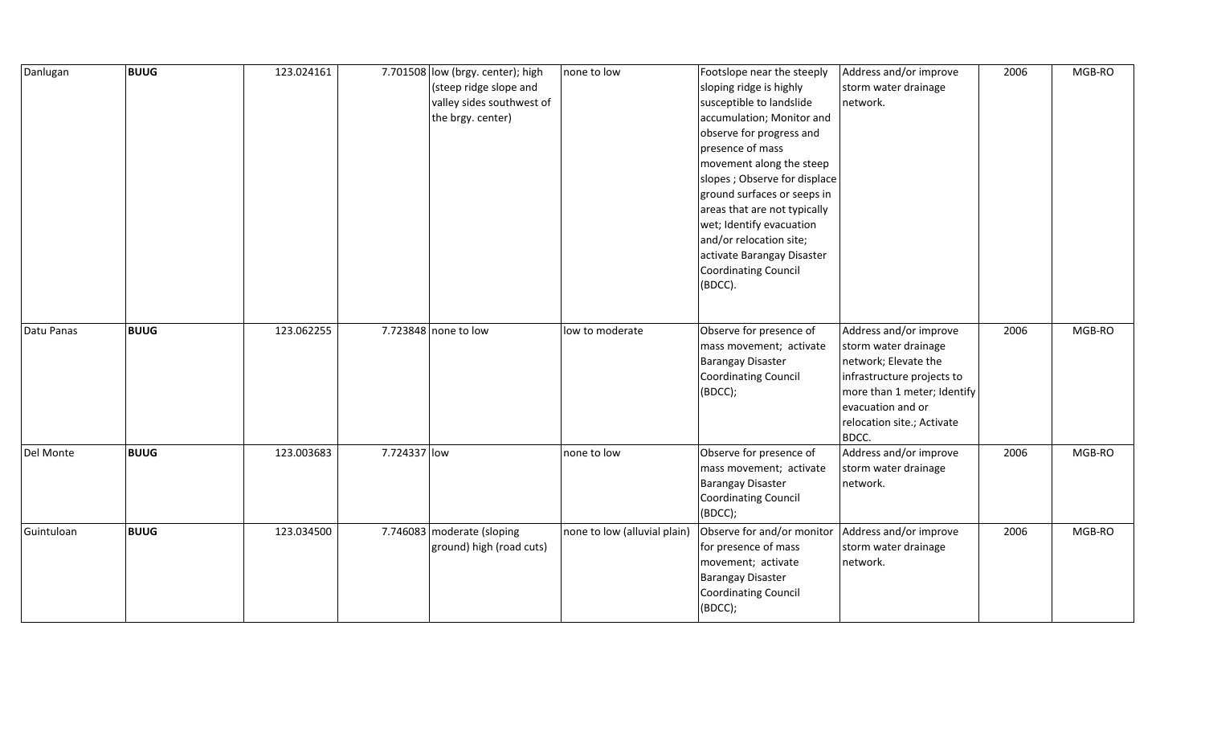| | | | | | | | | | |
|---|---|---|---|---|---|---|---|---|---|
| Danlugan | **BUUG** | 123.024161 | 7.701508 | low (brgy. center); high (steep ridge slope and valley sides southwest of the brgy. center) | none to low | Footslope near the steeply sloping ridge is highly susceptible to landslide accumulation; Monitor and observe for progress and presence of mass movement along the steep slopes ; Observe for displace ground surfaces or seeps in areas that are not typically wet; Identify evacuation and/or relocation site; activate Barangay Disaster Coordinating Council (BDCC). | Address and/or improve storm water drainage network. | 2006 | MGB-RO |
| Datu Panas | **BUUG** | 123.062255 | 7.723848 | none to low | low to moderate | Observe for presence of mass movement; activate Barangay Disaster Coordinating Council (BDCC); | Address and/or improve storm water drainage network; Elevate the infrastructure projects to more than 1 meter; Identify evacuation and or relocation site.; Activate BDCC. | 2006 | MGB-RO |
| Del Monte | **BUUG** | 123.003683 | 7.724337 | low | none to low | Observe for presence of mass movement; activate Barangay Disaster Coordinating Council (BDCC); | Address and/or improve storm water drainage network. | 2006 | MGB-RO |
| Guintuloan | **BUUG** | 123.034500 | 7.746083 | moderate (sloping ground) high (road cuts) | none to low (alluvial plain) | Observe for and/or monitor for presence of mass movement; activate Barangay Disaster Coordinating Council (BDCC); | Address and/or improve storm water drainage network. | 2006 | MGB-RO |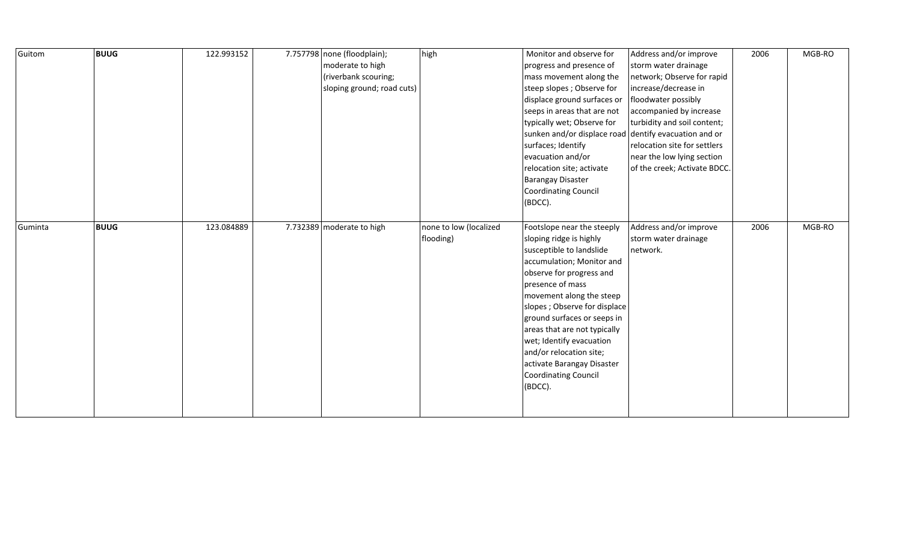| Guitom | **BUUG** | 122.993152 | 7.757798 | none (floodplain); moderate to high (riverbank scouring; sloping ground; road cuts) | high | Monitor and observe for progress and presence of mass movement along the steep slopes ; Observe for displace ground surfaces or seeps in areas that are not typically wet; Observe for sunken and/or displace road surfaces; Identify evacuation and/or relocation site; activate Barangay Disaster Coordinating Council (BDCC). | Address and/or improve storm water drainage network; Observe for rapid increase/decrease in floodwater possibly accompanied by increase turbidity and soil content; dentify evacuation and or relocation site for settlers near the low lying section of the creek; Activate BDCC. | 2006 | MGB-RO |
|---|---|---|---|---|---|---|---|---|---|
| Guminta | **BUUG** | 123.084889 | 7.732389 | moderate to high | none to low (localized flooding) | Footslope near the steeply sloping ridge is highly susceptible to landslide accumulation; Monitor and observe for progress and presence of mass movement along the steep slopes ; Observe for displace ground surfaces or seeps in areas that are not typically wet; Identify evacuation and/or relocation site; activate Barangay Disaster Coordinating Council (BDCC). | Address and/or improve storm water drainage network. | 2006 | MGB-RO |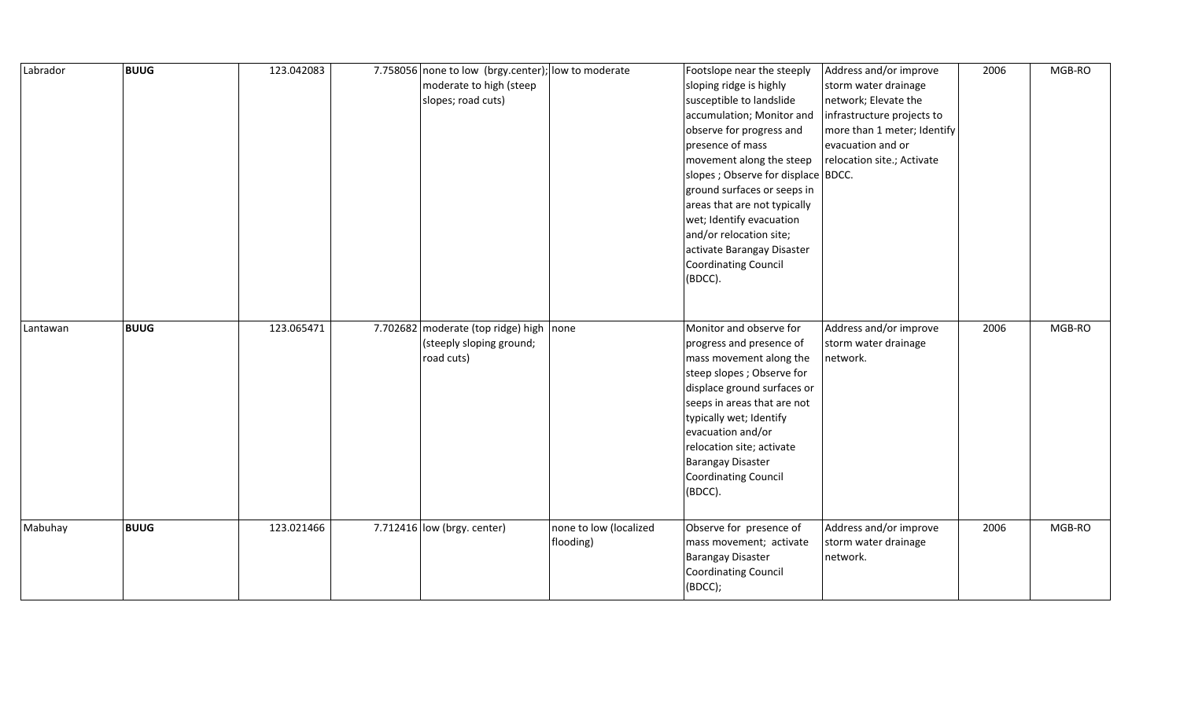| Labrador | **BUUG** | 123.042083 | 7.758056 | none to low (brgy.center); moderate to high (steep slopes; road cuts) | low to moderate | Footslope near the steeply sloping ridge is highly susceptible to landslide accumulation; Monitor and observe for progress and presence of mass movement along the steep slopes ; Observe for displace ground surfaces or seeps in areas that are not typically wet; Identify evacuation and/or relocation site; activate Barangay Disaster Coordinating Council (BDCC). | Address and/or improve storm water drainage network; Elevate the infrastructure projects to more than 1 meter; Identify evacuation and or relocation site.; Activate BDCC. | 2006 | MGB-RO |
|---|---|---|---|---|---|---|---|---|---|
| Lantawan | **BUUG** | 123.065471 | 7.702682 | moderate (top ridge) high (steeply sloping ground; road cuts) | none | Monitor and observe for progress and presence of mass movement along the steep slopes ; Observe for displace ground surfaces or seeps in areas that are not typically wet; Identify evacuation and/or relocation site; activate Barangay Disaster Coordinating Council (BDCC). | Address and/or improve storm water drainage network. | 2006 | MGB-RO |
| Mabuhay | **BUUG** | 123.021466 | 7.712416 | low (brgy. center) | none to low (localized flooding) | Observe for presence of mass movement; activate Barangay Disaster Coordinating Council (BDCC); | Address and/or improve storm water drainage network. | 2006 | MGB-RO |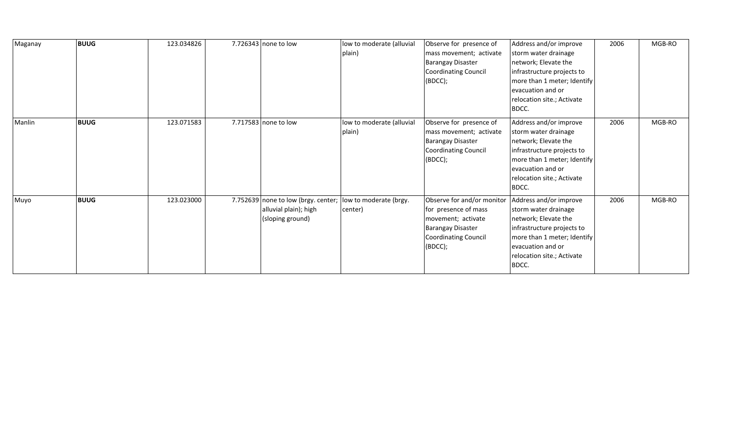| | | | | | | | | | |
|---|---|---|---|---|---|---|---|---|---|
| Maganay | **BUUG** | 123.034826 | 7.726343 | none to low | low to moderate (alluvial plain) | Observe for presence of mass movement; activate Barangay Disaster Coordinating Council (BDCC); | Address and/or improve storm water drainage network; Elevate the infrastructure projects to more than 1 meter; Identify evacuation and or relocation site.; Activate BDCC. | 2006 | MGB-RO |
| Manlin | **BUUG** | 123.071583 | 7.717583 | none to low | low to moderate (alluvial plain) | Observe for presence of mass movement; activate Barangay Disaster Coordinating Council (BDCC); | Address and/or improve storm water drainage network; Elevate the infrastructure projects to more than 1 meter; Identify evacuation and or relocation site.; Activate BDCC. | 2006 | MGB-RO |
| Muyo | **BUUG** | 123.023000 | 7.752639 | none to low (brgy. center; alluvial plain); high (sloping ground) | low to moderate (brgy. center) | Observe for and/or monitor for presence of mass movement; activate Barangay Disaster Coordinating Council (BDCC); | Address and/or improve storm water drainage network; Elevate the infrastructure projects to more than 1 meter; Identify evacuation and or relocation site.; Activate BDCC. | 2006 | MGB-RO |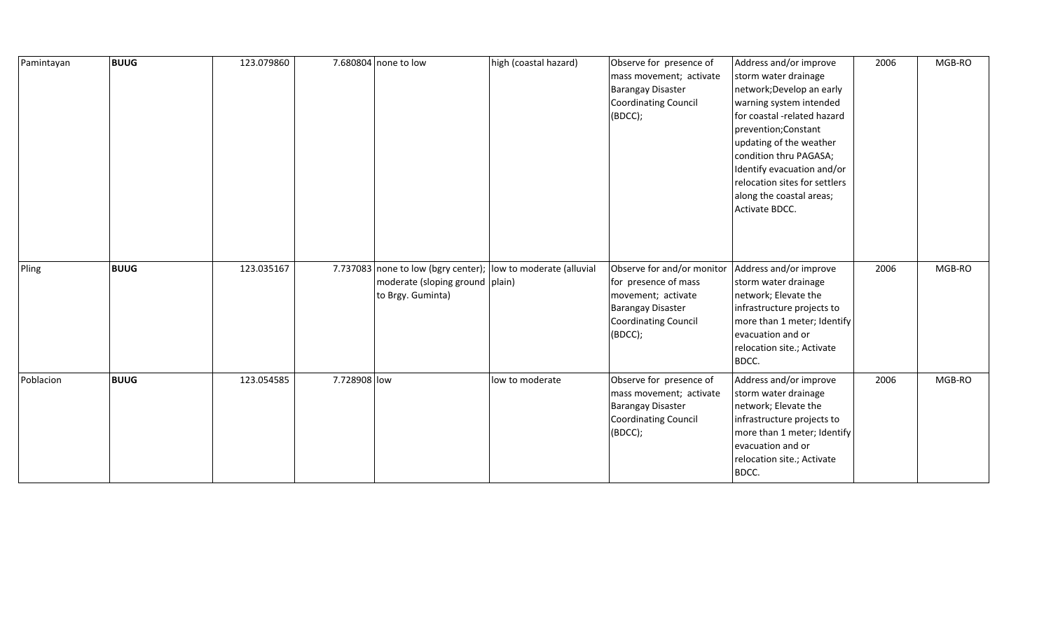| | | | | | | | | | |
|---|---|---|---|---|---|---|---|---|---|
| Pamintayan | **BUUG** | 123.079860 | 7.680804 | none to low | high (coastal hazard) | Observe for presence of mass movement; activate Barangay Disaster Coordinating Council (BDCC); | Address and/or improve storm water drainage network;Develop an early warning system intended for coastal -related hazard prevention;Constant updating of the weather condition thru PAGASA; Identify evacuation and/or relocation sites for settlers along the coastal areas; Activate BDCC. | 2006 | MGB-RO |
| Pling | **BUUG** | 123.035167 | 7.737083 | none to low (bgry center); moderate (sloping ground to Brgy. Guminta) | low to moderate (alluvial plain) | Observe for and/or monitor for presence of mass movement; activate Barangay Disaster Coordinating Council (BDCC); | Address and/or improve storm water drainage network; Elevate the infrastructure projects to more than 1 meter; Identify evacuation and or relocation site.; Activate BDCC. | 2006 | MGB-RO |
| Poblacion | **BUUG** | 123.054585 | 7.728908 | low | low to moderate | Observe for presence of mass movement; activate Barangay Disaster Coordinating Council (BDCC); | Address and/or improve storm water drainage network; Elevate the infrastructure projects to more than 1 meter; Identify evacuation and or relocation site.; Activate BDCC. | 2006 | MGB-RO |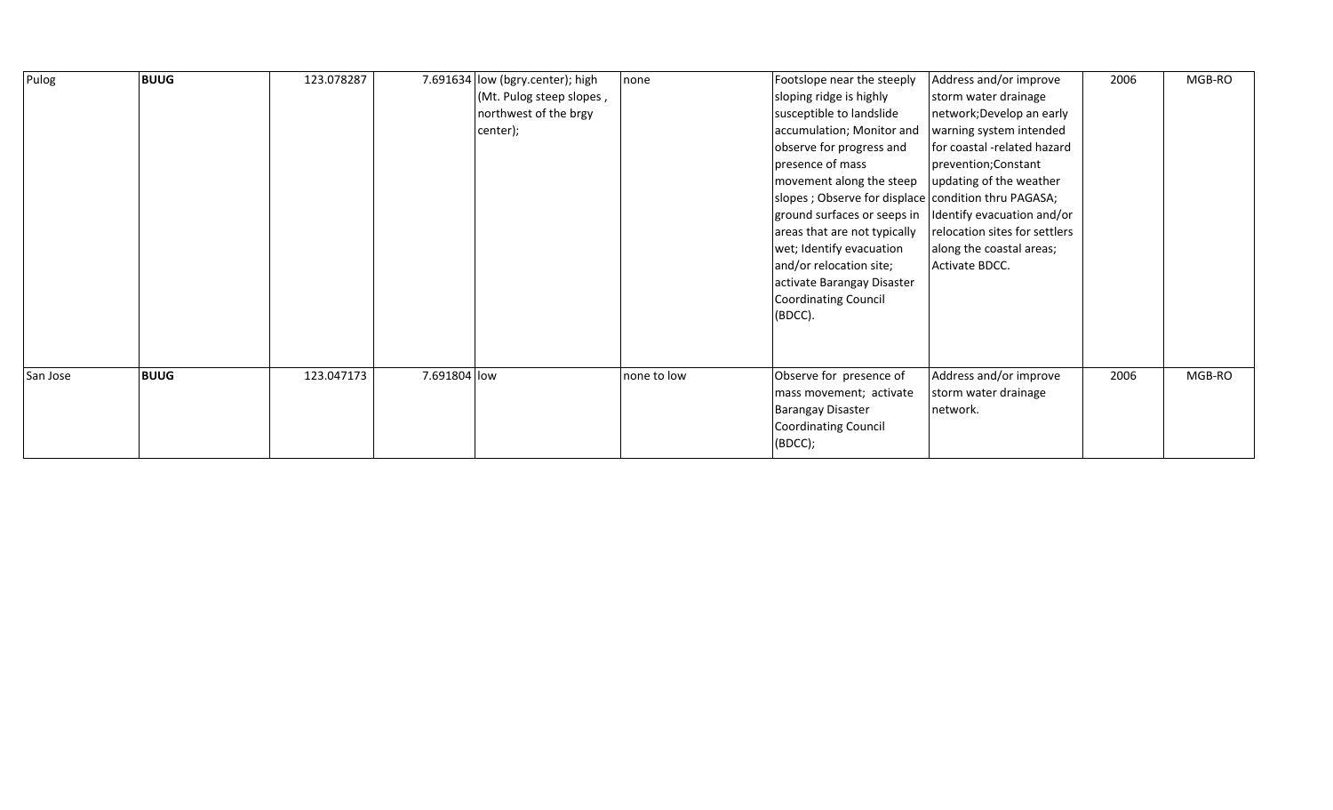| | | | | | | | | | |
|---|---|---|---|---|---|---|---|---|---|
| Pulog | **BUUG** | 123.078287 | 7.691634 | low (bgry.center); high (Mt. Pulog steep slopes , northwest of the brgy center); | none | Footslope near the steeply sloping ridge is highly susceptible to landslide accumulation; Monitor and observe for progress and presence of mass movement along the steep slopes ; Observe for displace ground surfaces or seeps in areas that are not typically wet; Identify evacuation and/or relocation site; activate Barangay Disaster Coordinating Council (BDCC). | Address and/or improve storm water drainage network;Develop an early warning system intended for coastal -related hazard prevention;Constant updating of the weather condition thru PAGASA; Identify evacuation and/or relocation sites for settlers along the coastal areas; Activate BDCC. | 2006 | MGB-RO |
| San Jose | **BUUG** | 123.047173 | 7.691804 | low | none to low | Observe for presence of mass movement; activate Barangay Disaster Coordinating Council (BDCC); | Address and/or improve storm water drainage network. | 2006 | MGB-RO |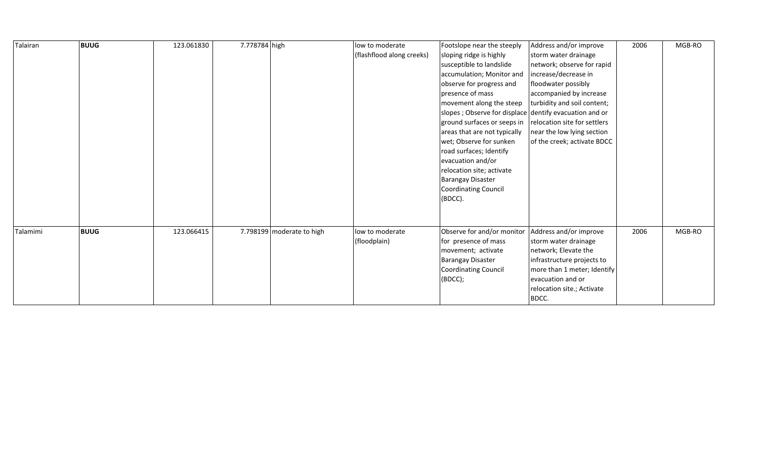| | | | | | | | | | |
|---|---|---|---|---|---|---|---|---|---|
| Talairan | **BUUG** | 123.061830 | 7.778784 | high | low to moderate (flashflood along creeks) | Footslope near the steeply sloping ridge is highly susceptible to landslide accumulation; Monitor and observe for progress and presence of mass movement along the steep slopes ; Observe for displace ground surfaces or seeps in areas that are not typically wet; Observe for sunken road surfaces; Identify evacuation and/or relocation site; activate Barangay Disaster Coordinating Council (BDCC). | Address and/or improve storm water drainage network; observe for rapid increase/decrease in floodwater possibly accompanied by increase turbidity and soil content; dentify evacuation and or relocation site for settlers near the low lying section of the creek; activate BDCC | 2006 | MGB-RO |
| Talamimi | **BUUG** | 123.066415 | 7.798199 | moderate to high | low to moderate (floodplain) | Observe for and/or monitor for presence of mass movement; activate Barangay Disaster Coordinating Council (BDCC); | Address and/or improve storm water drainage network; Elevate the infrastructure projects to more than 1 meter; Identify evacuation and or relocation site.; Activate BDCC. | 2006 | MGB-RO |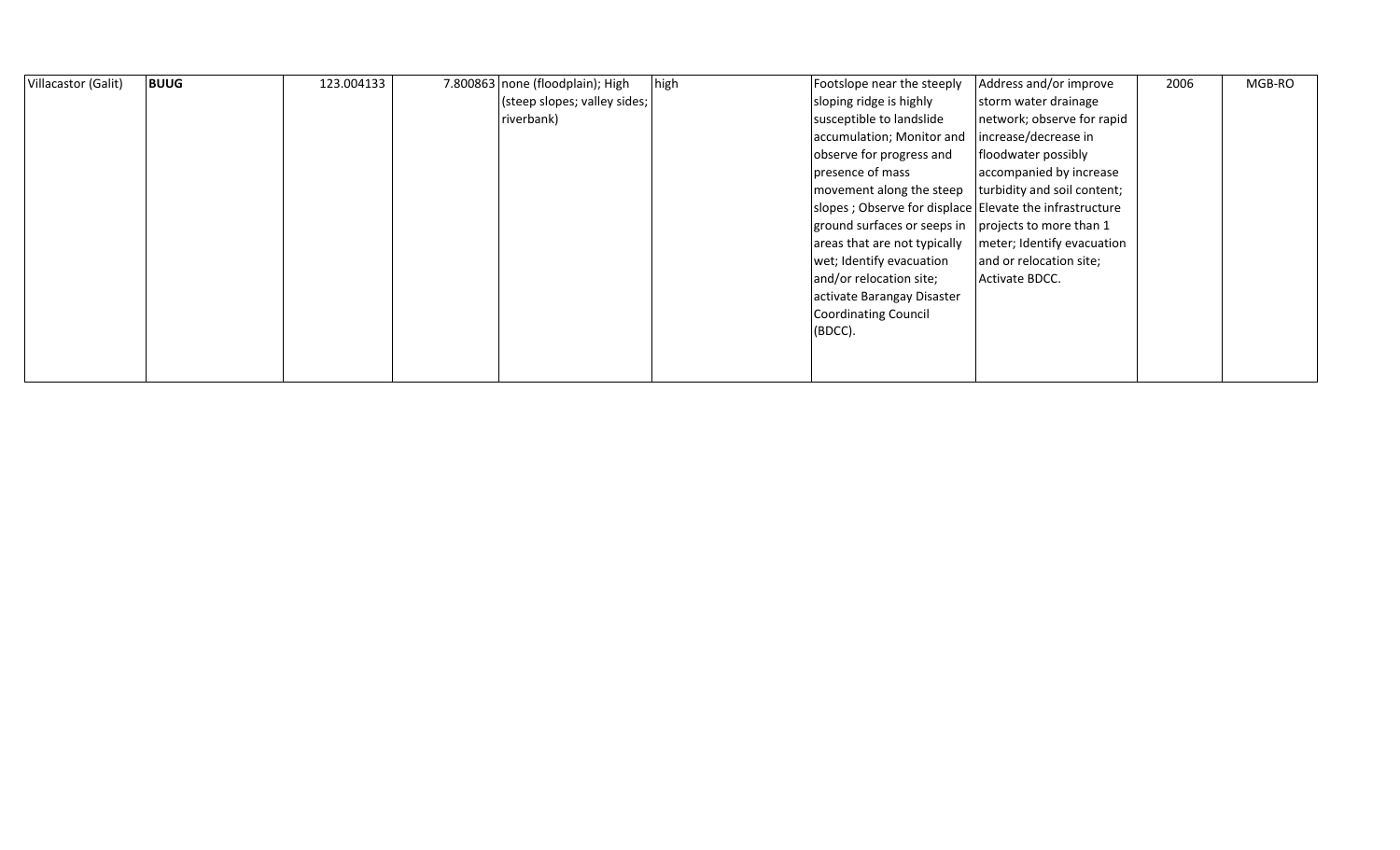| | | | | | | | | | |
|---|---|---|---|---|---|---|---|---|---|
| Villacastor (Galit) | **BUUG** | 123.004133 | 7.800863 | none (floodplain); High (steep slopes; valley sides; riverbank) | high | Footslope near the steeply sloping ridge is highly susceptible to landslide accumulation; Monitor and observe for progress and presence of mass movement along the steep slopes ; Observe for displace ground surfaces or seeps in areas that are not typically wet; Identify evacuation and/or relocation site; activate Barangay Disaster Coordinating Council (BDCC). | Address and/or improve storm water drainage network; observe for rapid increase/decrease in floodwater possibly accompanied by increase turbidity and soil content; Elevate the infrastructure projects to more than 1 meter; Identify evacuation and or relocation site; Activate BDCC. | 2006 | MGB-RO |